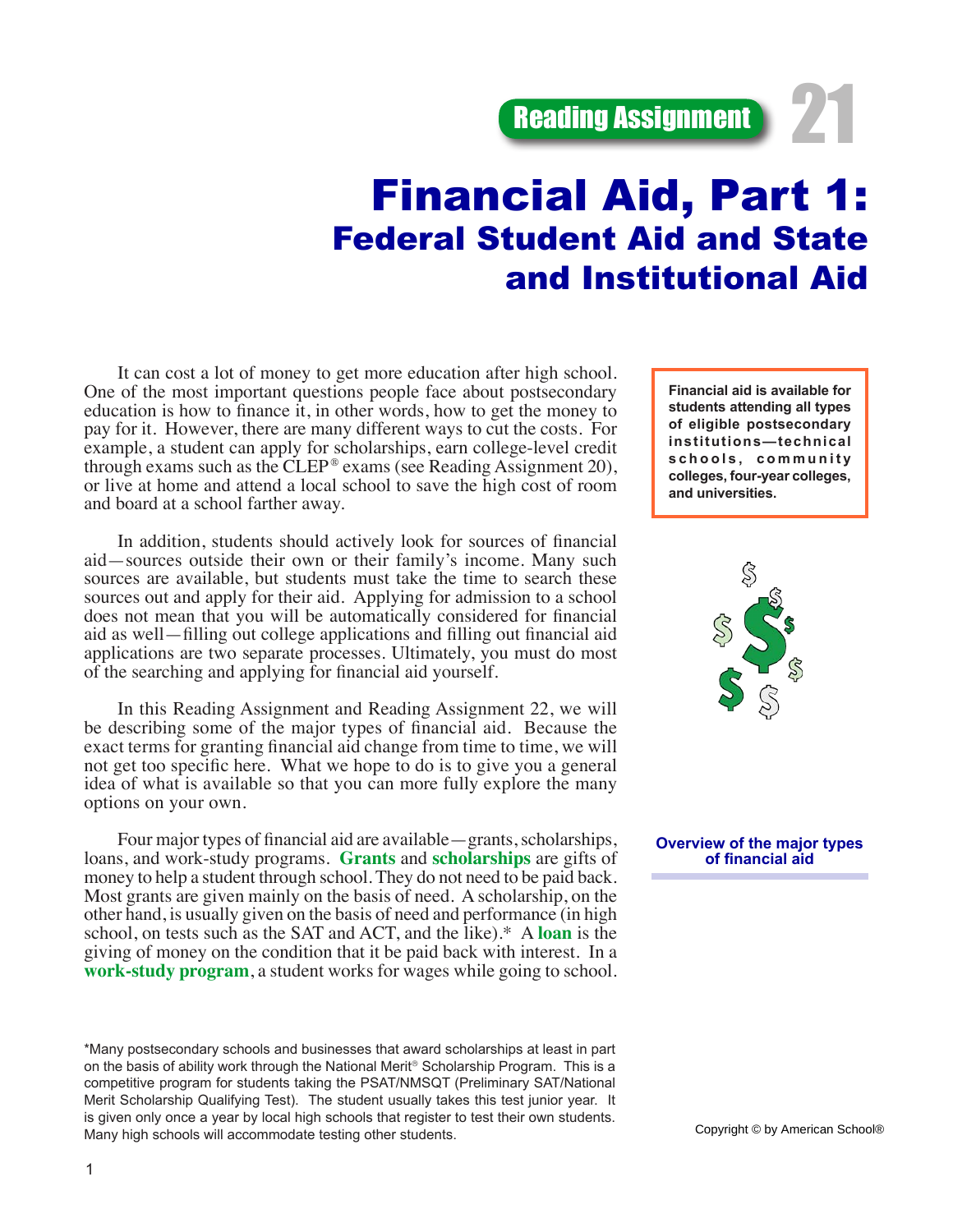Reading Assignment 21

# Financial Aid, Part 1:
## Federal Student Aid and State and Institutional Aid

It can cost a lot of money to get more education after high school. One of the most important questions people face about postsecondary education is how to finance it, in other words, how to get the money to pay for it. However, there are many different ways to cut the costs. For example, a student can apply for scholarships, earn college-level credit through exams such as the CLEP® exams (see Reading Assignment 20), or live at home and attend a local school to save the high cost of room and board at a school farther away.

**Financial aid is available for students attending all types of eligible postsecondary institutions—technical schools, community colleges, four-year colleges, and universities.**

In addition, students should actively look for sources of financial aid—sources outside their own or their family's income. Many such sources are available, but students must take the time to search these sources out and apply for their aid. Applying for admission to a school does not mean that you will be automatically considered for financial aid as well—filling out college applications and filling out financial aid applications are two separate processes. Ultimately, you must do most of the searching and applying for financial aid yourself.

In this Reading Assignment and Reading Assignment 22, we will be describing some of the major types of financial aid. Because the exact terms for granting financial aid change from time to time, we will not get too specific here. What we hope to do is to give you a general idea of what is available so that you can more fully explore the many options on your own.

### Overview of the major types of financial aid

Four major types of financial aid are available—grants, scholarships, loans, and work-study programs. **Grants** and **scholarships** are gifts of money to help a student through school. They do not need to be paid back. Most grants are given mainly on the basis of need. A scholarship, on the other hand, is usually given on the basis of need and performance (in high school, on tests such as the SAT and ACT, and the like).* A **loan** is the giving of money on the condition that it be paid back with interest. In a **work-study program**, a student works for wages while going to school.

*Many postsecondary schools and businesses that award scholarships at least in part on the basis of ability work through the National Merit® Scholarship Program. This is a competitive program for students taking the PSAT/NMSQT (Preliminary SAT/National Merit Scholarship Qualifying Test). The student usually takes this test junior year. It is given only once a year by local high schools that register to test their own students. Many high schools will accommodate testing other students.

Copyright © by American School®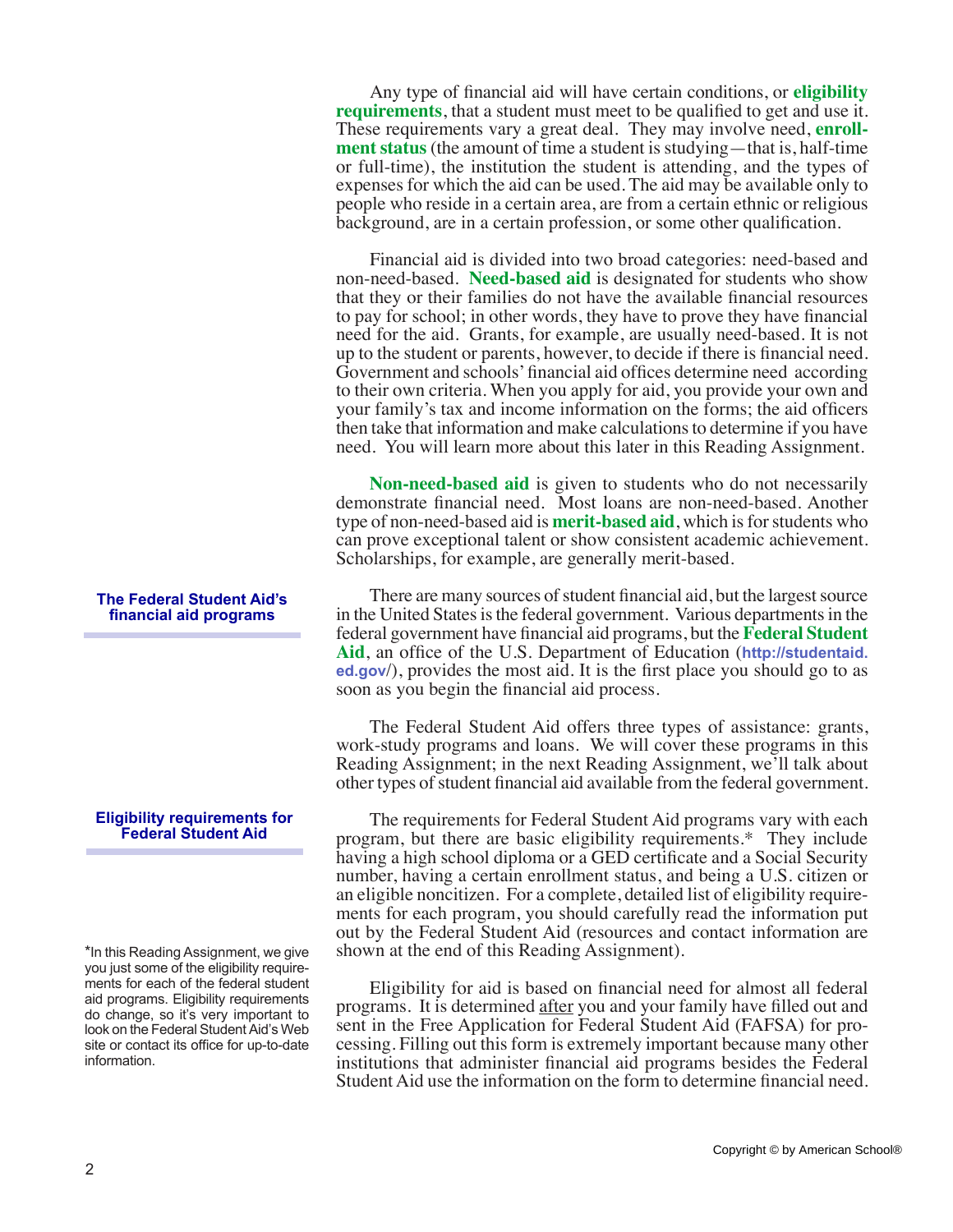Any type of financial aid will have certain conditions, or **eligibility requirements**, that a student must meet to be qualified to get and use it. These requirements vary a great deal. They may involve need, **enrollment status** (the amount of time a student is studying—that is, half-time or full-time), the institution the student is attending, and the types of expenses for which the aid can be used. The aid may be available only to people who reside in a certain area, are from a certain ethnic or religious background, are in a certain profession, or some other qualification.

Financial aid is divided into two broad categories: need-based and non-need-based. **Need-based aid** is designated for students who show that they or their families do not have the available financial resources to pay for school; in other words, they have to prove they have financial need for the aid. Grants, for example, are usually need-based. It is not up to the student or parents, however, to decide if there is financial need. Government and schools' financial aid offices determine need according to their own criteria. When you apply for aid, you provide your own and your family's tax and income information on the forms; the aid officers then take that information and make calculations to determine if you have need. You will learn more about this later in this Reading Assignment.

**Non-need-based aid** is given to students who do not necessarily demonstrate financial need. Most loans are non-need-based. Another type of non-need-based aid is **merit-based aid**, which is for students who can prove exceptional talent or show consistent academic achievement. Scholarships, for example, are generally merit-based.

### The Federal Student Aid's financial aid programs

There are many sources of student financial aid, but the largest source in the United States is the federal government. Various departments in the federal government have financial aid programs, but the **Federal Student Aid**, an office of the U.S. Department of Education (**http://studentaid.ed.gov/**), provides the most aid. It is the first place you should go to as soon as you begin the financial aid process.

The Federal Student Aid offers three types of assistance: grants, work-study programs and loans. We will cover these programs in this Reading Assignment; in the next Reading Assignment, we'll talk about other types of student financial aid available from the federal government.

### Eligibility requirements for Federal Student Aid

The requirements for Federal Student Aid programs vary with each program, but there are basic eligibility requirements.* They include having a high school diploma or a GED certificate and a Social Security number, having a certain enrollment status, and being a U.S. citizen or an eligible noncitizen. For a complete, detailed list of eligibility requirements for each program, you should carefully read the information put out by the Federal Student Aid (resources and contact information are shown at the end of this Reading Assignment).

Eligibility for aid is based on financial need for almost all federal programs. It is determined after you and your family have filled out and sent in the Free Application for Federal Student Aid (FAFSA) for processing. Filling out this form is extremely important because many other institutions that administer financial aid programs besides the Federal Student Aid use the information on the form to determine financial need.

*In this Reading Assignment, we give you just some of the eligibility requirements for each of the federal student aid programs. Eligibility requirements do change, so it's very important to look on the Federal Student Aid's Web site or contact its office for up-to-date information.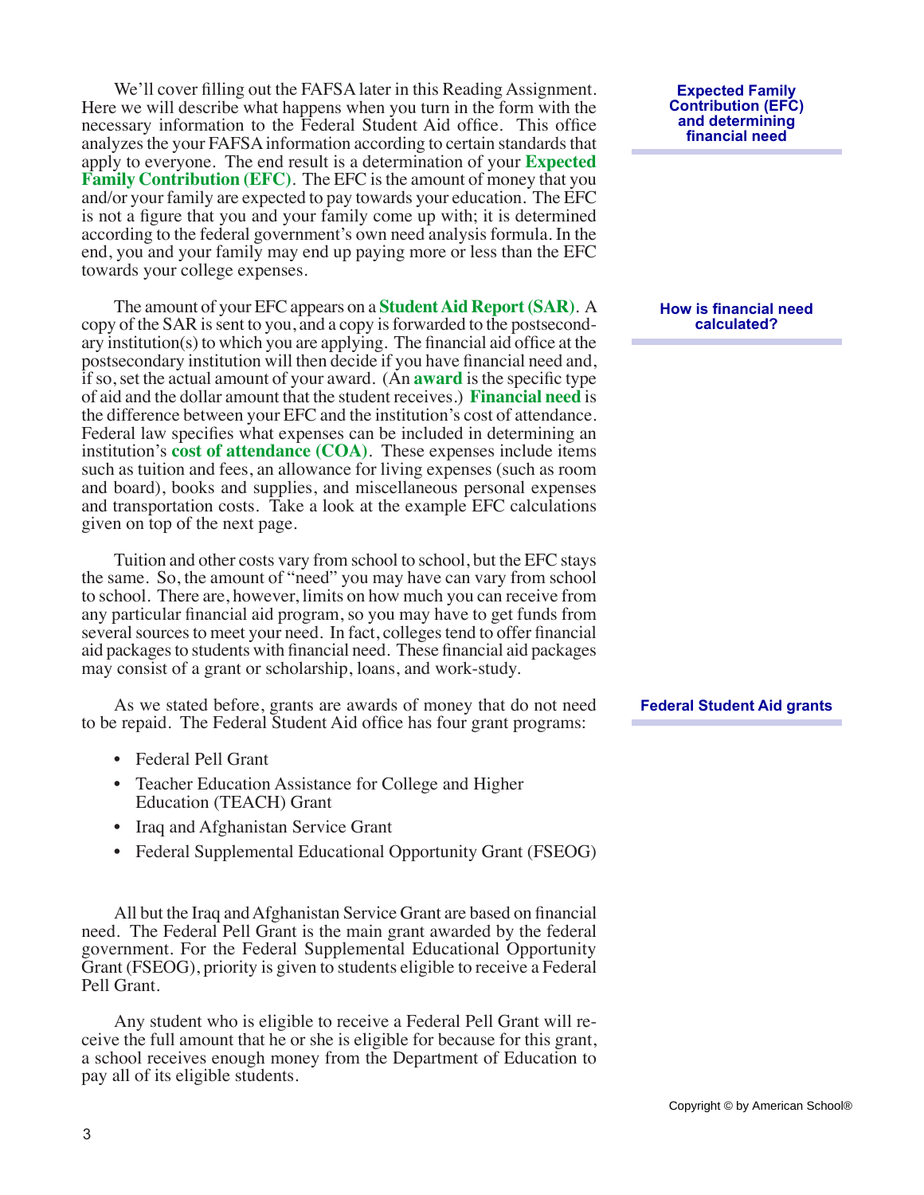We'll cover filling out the FAFSA later in this Reading Assignment. Here we will describe what happens when you turn in the form with the necessary information to the Federal Student Aid office. This office analyzes the your FAFSA information according to certain standards that apply to everyone. The end result is a determination of your **Expected Family Contribution (EFC)**. The EFC is the amount of money that you and/or your family are expected to pay towards your education. The EFC is not a figure that you and your family come up with; it is determined according to the federal government's own need analysis formula. In the end, you and your family may end up paying more or less than the EFC towards your college expenses.

**Expected Family Contribution (EFC) and determining financial need**

The amount of your EFC appears on a **Student Aid Report (SAR)**. A copy of the SAR is sent to you, and a copy is forwarded to the postsecondary institution(s) to which you are applying. The financial aid office at the postsecondary institution will then decide if you have financial need and, if so, set the actual amount of your award. (An **award** is the specific type of aid and the dollar amount that the student receives.) **Financial need** is the difference between your EFC and the institution's cost of attendance. Federal law specifies what expenses can be included in determining an institution's **cost of attendance (COA)**. These expenses include items such as tuition and fees, an allowance for living expenses (such as room and board), books and supplies, and miscellaneous personal expenses and transportation costs. Take a look at the example EFC calculations given on top of the next page.

**How is financial need calculated?**

Tuition and other costs vary from school to school, but the EFC stays the same. So, the amount of "need" you may have can vary from school to school. There are, however, limits on how much you can receive from any particular financial aid program, so you may have to get funds from several sources to meet your need. In fact, colleges tend to offer financial aid packages to students with financial need. These financial aid packages may consist of a grant or scholarship, loans, and work-study.

**Federal Student Aid grants**

As we stated before, grants are awards of money that do not need to be repaid. The Federal Student Aid office has four grant programs:

- Federal Pell Grant
- Teacher Education Assistance for College and Higher Education (TEACH) Grant
- Iraq and Afghanistan Service Grant
- Federal Supplemental Educational Opportunity Grant (FSEOG)

All but the Iraq and Afghanistan Service Grant are based on financial need. The Federal Pell Grant is the main grant awarded by the federal government. For the Federal Supplemental Educational Opportunity Grant (FSEOG), priority is given to students eligible to receive a Federal Pell Grant.

Any student who is eligible to receive a Federal Pell Grant will receive the full amount that he or she is eligible for because for this grant, a school receives enough money from the Department of Education to pay all of its eligible students.